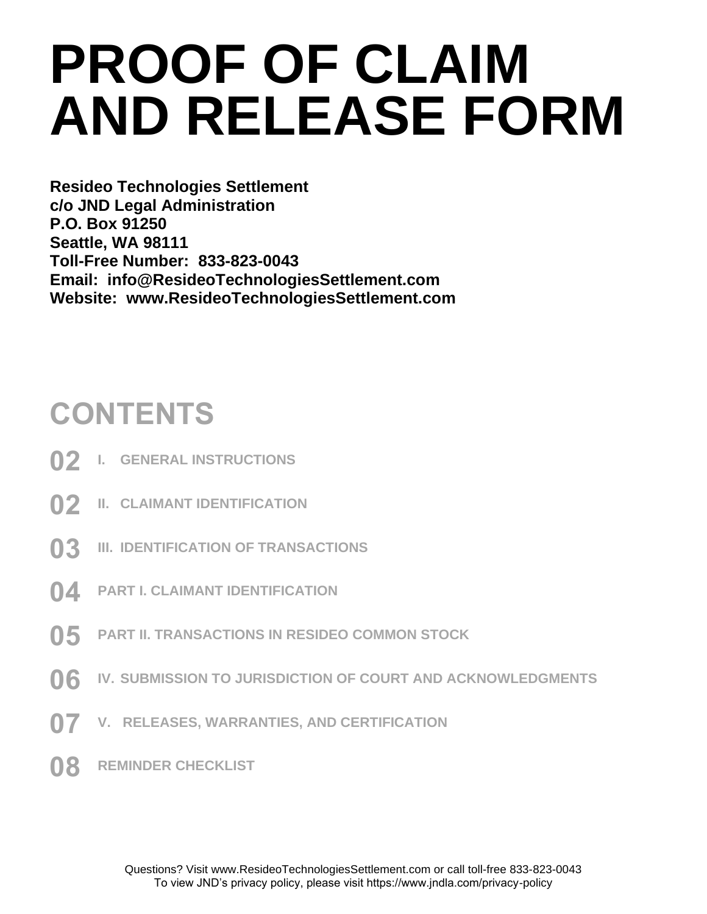# PROOF OF CLAIM AND RELEASE FORM

**Resideo Technologies Settlement**
**c/o JND Legal Administration**
**P.O. Box 91250**
**Seattle, WA 98111**
**Toll-Free Number: 833-823-0043**
**Email: info@ResideoTechnologiesSettlement.com**
**Website: www.ResideoTechnologiesSettlement.com**

## CONTENTS

| | |
|---|---|
| 02 | I. GENERAL INSTRUCTIONS |
| 02 | II. CLAIMANT IDENTIFICATION |
| 03 | III. IDENTIFICATION OF TRANSACTIONS |
| 04 | PART I. CLAIMANT IDENTIFICATION |
| 05 | PART II. TRANSACTIONS IN RESIDEO COMMON STOCK |
| 06 | IV. SUBMISSION TO JURISDICTION OF COURT AND ACKNOWLEDGMENTS |
| 07 | V. RELEASES, WARRANTIES, AND CERTIFICATION |
| 08 | REMINDER CHECKLIST |

Questions? Visit www.ResideoTechnologiesSettlement.com or call toll-free 833-823-0043
To view JND's privacy policy, please visit https://www.jndla.com/privacy-policy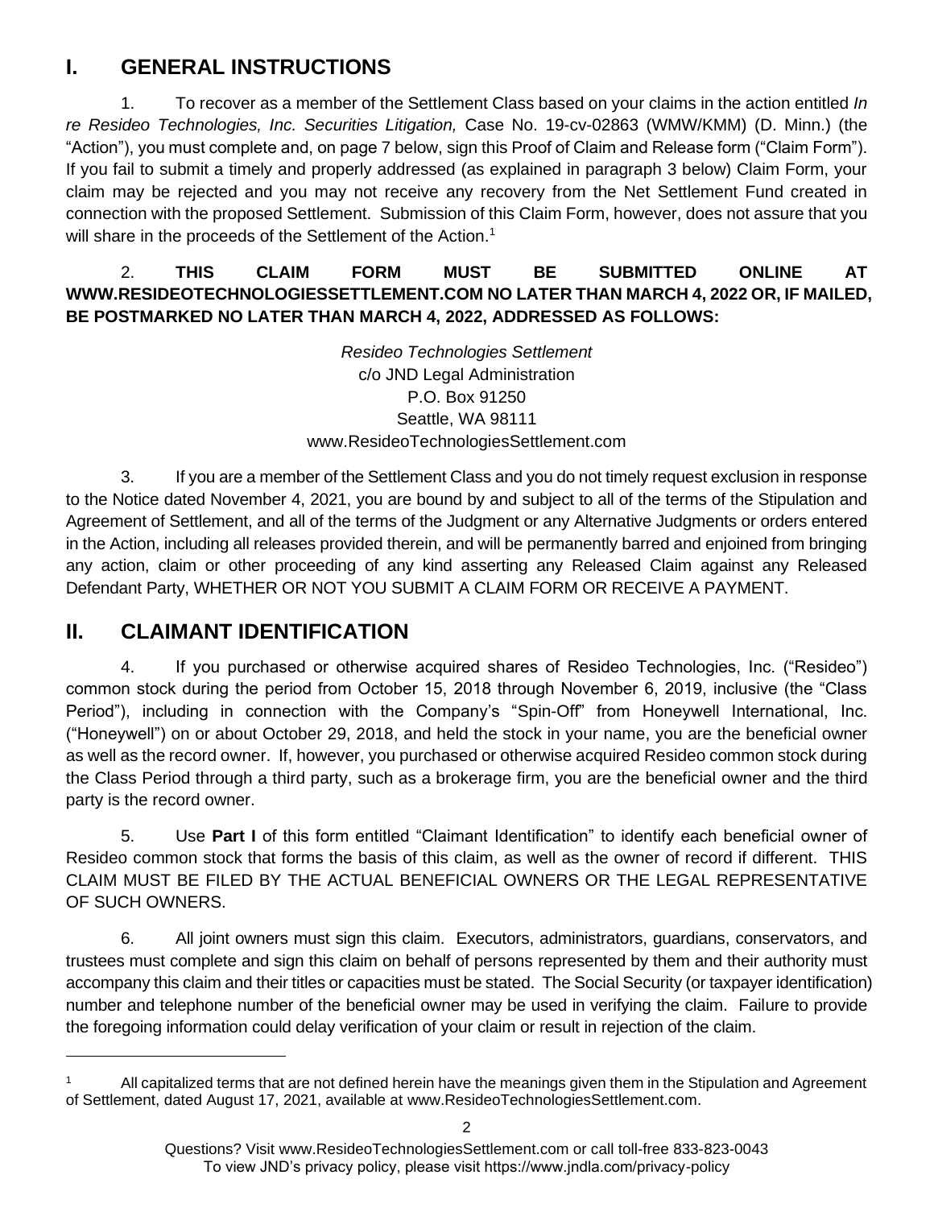## I. GENERAL INSTRUCTIONS

1. To recover as a member of the Settlement Class based on your claims in the action entitled *In re Resideo Technologies, Inc. Securities Litigation,* Case No. 19-cv-02863 (WMW/KMM) (D. Minn.) (the "Action"), you must complete and, on page 7 below, sign this Proof of Claim and Release form ("Claim Form"). If you fail to submit a timely and properly addressed (as explained in paragraph 3 below) Claim Form, your claim may be rejected and you may not receive any recovery from the Net Settlement Fund created in connection with the proposed Settlement. Submission of this Claim Form, however, does not assure that you will share in the proceeds of the Settlement of the Action.[1]

2. **THIS CLAIM FORM MUST BE SUBMITTED ONLINE AT WWW.RESIDEOTECHNOLOGIESSETTLEMENT.COM NO LATER THAN MARCH 4, 2022 OR, IF MAILED, BE POSTMARKED NO LATER THAN MARCH 4, 2022, ADDRESSED AS FOLLOWS:**

*Resideo Technologies Settlement*
c/o JND Legal Administration
P.O. Box 91250
Seattle, WA 98111
www.ResideoTechnologiesSettlement.com

3. If you are a member of the Settlement Class and you do not timely request exclusion in response to the Notice dated November 4, 2021, you are bound by and subject to all of the terms of the Stipulation and Agreement of Settlement, and all of the terms of the Judgment or any Alternative Judgments or orders entered in the Action, including all releases provided therein, and will be permanently barred and enjoined from bringing any action, claim or other proceeding of any kind asserting any Released Claim against any Released Defendant Party, WHETHER OR NOT YOU SUBMIT A CLAIM FORM OR RECEIVE A PAYMENT.

## II. CLAIMANT IDENTIFICATION

4. If you purchased or otherwise acquired shares of Resideo Technologies, Inc. ("Resideo") common stock during the period from October 15, 2018 through November 6, 2019, inclusive (the "Class Period"), including in connection with the Company's "Spin-Off" from Honeywell International, Inc. ("Honeywell") on or about October 29, 2018, and held the stock in your name, you are the beneficial owner as well as the record owner. If, however, you purchased or otherwise acquired Resideo common stock during the Class Period through a third party, such as a brokerage firm, you are the beneficial owner and the third party is the record owner.

5. Use **Part I** of this form entitled "Claimant Identification" to identify each beneficial owner of Resideo common stock that forms the basis of this claim, as well as the owner of record if different. THIS CLAIM MUST BE FILED BY THE ACTUAL BENEFICIAL OWNERS OR THE LEGAL REPRESENTATIVE OF SUCH OWNERS.

6. All joint owners must sign this claim. Executors, administrators, guardians, conservators, and trustees must complete and sign this claim on behalf of persons represented by them and their authority must accompany this claim and their titles or capacities must be stated. The Social Security (or taxpayer identification) number and telephone number of the beneficial owner may be used in verifying the claim. Failure to provide the foregoing information could delay verification of your claim or result in rejection of the claim.

[1] All capitalized terms that are not defined herein have the meanings given them in the Stipulation and Agreement of Settlement, dated August 17, 2021, available at www.ResideoTechnologiesSettlement.com.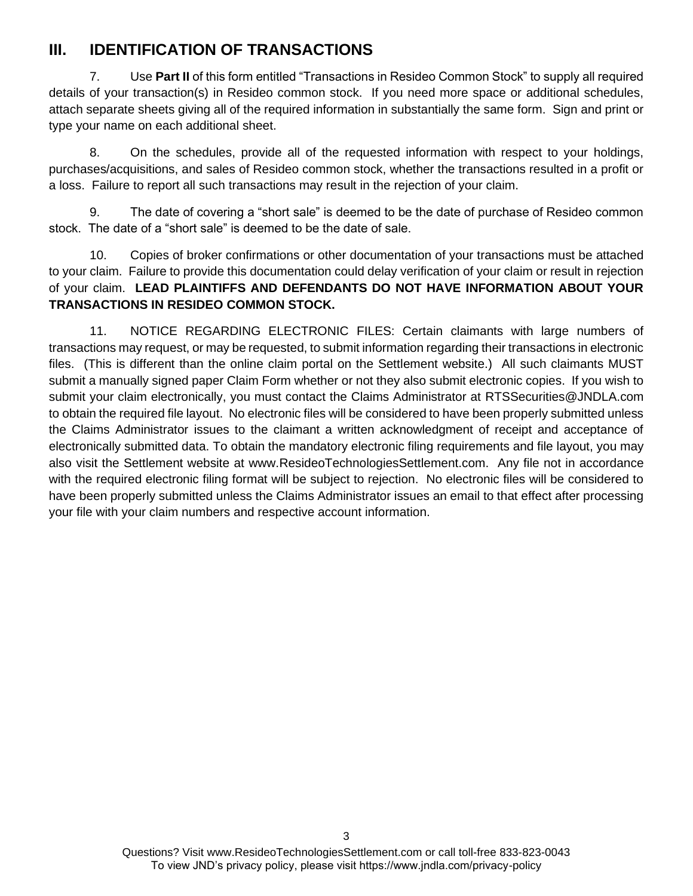## III. IDENTIFICATION OF TRANSACTIONS

7. Use **Part II** of this form entitled "Transactions in Resideo Common Stock" to supply all required details of your transaction(s) in Resideo common stock. If you need more space or additional schedules, attach separate sheets giving all of the required information in substantially the same form. Sign and print or type your name on each additional sheet.

8. On the schedules, provide all of the requested information with respect to your holdings, purchases/acquisitions, and sales of Resideo common stock, whether the transactions resulted in a profit or a loss. Failure to report all such transactions may result in the rejection of your claim.

9. The date of covering a "short sale" is deemed to be the date of purchase of Resideo common stock. The date of a "short sale" is deemed to be the date of sale.

10. Copies of broker confirmations or other documentation of your transactions must be attached to your claim. Failure to provide this documentation could delay verification of your claim or result in rejection of your claim. **LEAD PLAINTIFFS AND DEFENDANTS DO NOT HAVE INFORMATION ABOUT YOUR TRANSACTIONS IN RESIDEO COMMON STOCK.**

11. NOTICE REGARDING ELECTRONIC FILES: Certain claimants with large numbers of transactions may request, or may be requested, to submit information regarding their transactions in electronic files. (This is different than the online claim portal on the Settlement website.) All such claimants MUST submit a manually signed paper Claim Form whether or not they also submit electronic copies. If you wish to submit your claim electronically, you must contact the Claims Administrator at RTSSecurities@JNDLA.com to obtain the required file layout. No electronic files will be considered to have been properly submitted unless the Claims Administrator issues to the claimant a written acknowledgment of receipt and acceptance of electronically submitted data. To obtain the mandatory electronic filing requirements and file layout, you may also visit the Settlement website at www.ResideoTechnologiesSettlement.com. Any file not in accordance with the required electronic filing format will be subject to rejection. No electronic files will be considered to have been properly submitted unless the Claims Administrator issues an email to that effect after processing your file with your claim numbers and respective account information.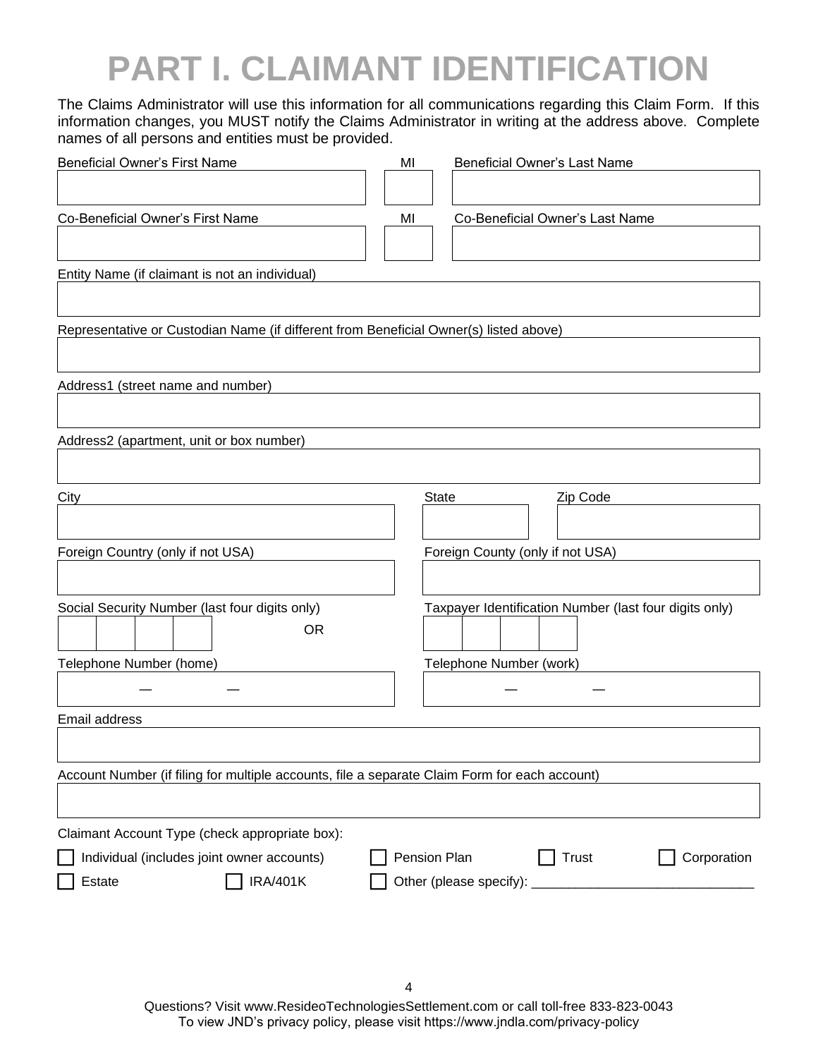# PART I. CLAIMANT IDENTIFICATION

The Claims Administrator will use this information for all communications regarding this Claim Form. If this information changes, you MUST notify the Claims Administrator in writing at the address above. Complete names of all persons and entities must be provided.

Beneficial Owner's First Name | MI | Beneficial Owner's Last Name

Co-Beneficial Owner's First Name | MI | Co-Beneficial Owner's Last Name

Entity Name (if claimant is not an individual)

Representative or Custodian Name (if different from Beneficial Owner(s) listed above)

Address1 (street name and number)

Address2 (apartment, unit or box number)

City | State | Zip Code

Foreign Country (only if not USA) | Foreign County (only if not USA)

Social Security Number (last four digits only) OR Taxpayer Identification Number (last four digits only)

Telephone Number (home) — — | Telephone Number (work) — —

Email address

Account Number (if filing for multiple accounts, file a separate Claim Form for each account)

Claimant Account Type (check appropriate box):

☐ Individual (includes joint owner accounts) ☐ Pension Plan ☐ Trust ☐ Corporation

☐ Estate ☐ IRA/401K ☐ Other (please specify): ______________________________

Questions? Visit www.ResideoTechnologiesSettlement.com or call toll-free 833-823-0043
To view JND's privacy policy, please visit https://www.jndla.com/privacy-policy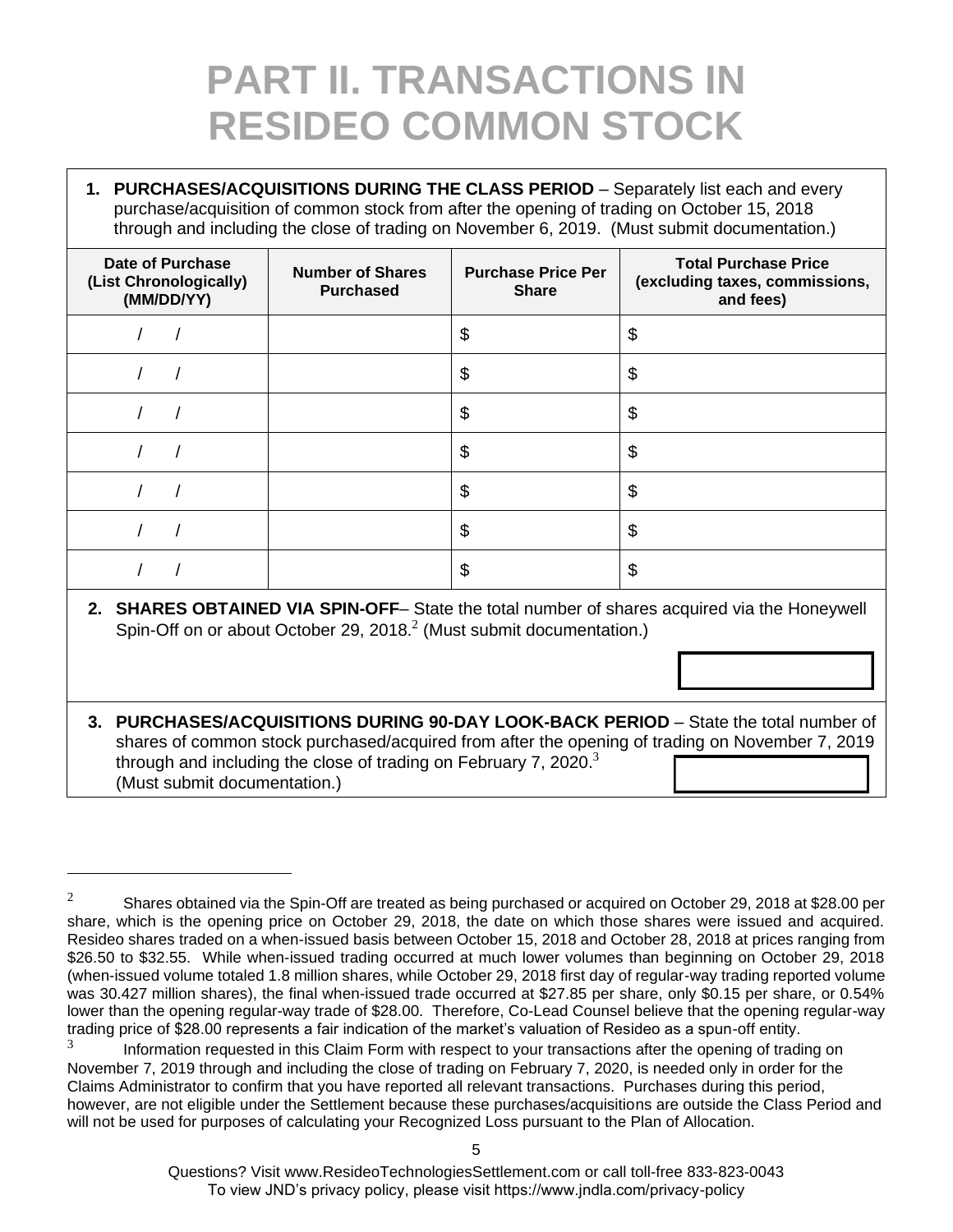# PART II. TRANSACTIONS IN RESIDEO COMMON STOCK

**1. PURCHASES/ACQUISITIONS DURING THE CLASS PERIOD** – Separately list each and every purchase/acquisition of common stock from after the opening of trading on October 15, 2018 through and including the close of trading on November 6, 2019. (Must submit documentation.)

| Date of Purchase (List Chronologically) (MM/DD/YY) | Number of Shares Purchased | Purchase Price Per Share | Total Purchase Price (excluding taxes, commissions, and fees) |
|---|---|---|---|
| / / | | $ | $ |
| / / | | $ | $ |
| / / | | $ | $ |
| / / | | $ | $ |
| / / | | $ | $ |
| / / | | $ | $ |
| / / | | $ | $ |

**2. SHARES OBTAINED VIA SPIN-OFF**– State the total number of shares acquired via the Honeywell Spin-Off on or about October 29, 2018.[2] (Must submit documentation.)

**3. PURCHASES/ACQUISITIONS DURING 90-DAY LOOK-BACK PERIOD** – State the total number of shares of common stock purchased/acquired from after the opening of trading on November 7, 2019 through and including the close of trading on February 7, 2020.[3] (Must submit documentation.)

---

[2] Shares obtained via the Spin-Off are treated as being purchased or acquired on October 29, 2018 at $28.00 per share, which is the opening price on October 29, 2018, the date on which those shares were issued and acquired. Resideo shares traded on a when-issued basis between October 15, 2018 and October 28, 2018 at prices ranging from $26.50 to $32.55. While when-issued trading occurred at much lower volumes than beginning on October 29, 2018 (when-issued volume totaled 1.8 million shares, while October 29, 2018 first day of regular-way trading reported volume was 30.427 million shares), the final when-issued trade occurred at $27.85 per share, only $0.15 per share, or 0.54% lower than the opening regular-way trade of $28.00. Therefore, Co-Lead Counsel believe that the opening regular-way trading price of $28.00 represents a fair indication of the market's valuation of Resideo as a spun-off entity.

[3] Information requested in this Claim Form with respect to your transactions after the opening of trading on November 7, 2019 through and including the close of trading on February 7, 2020, is needed only in order for the Claims Administrator to confirm that you have reported all relevant transactions. Purchases during this period, however, are not eligible under the Settlement because these purchases/acquisitions are outside the Class Period and will not be used for purposes of calculating your Recognized Loss pursuant to the Plan of Allocation.

Questions? Visit www.ResideoTechnologiesSettlement.com or call toll-free 833-823-0043
To view JND's privacy policy, please visit https://www.jndla.com/privacy-policy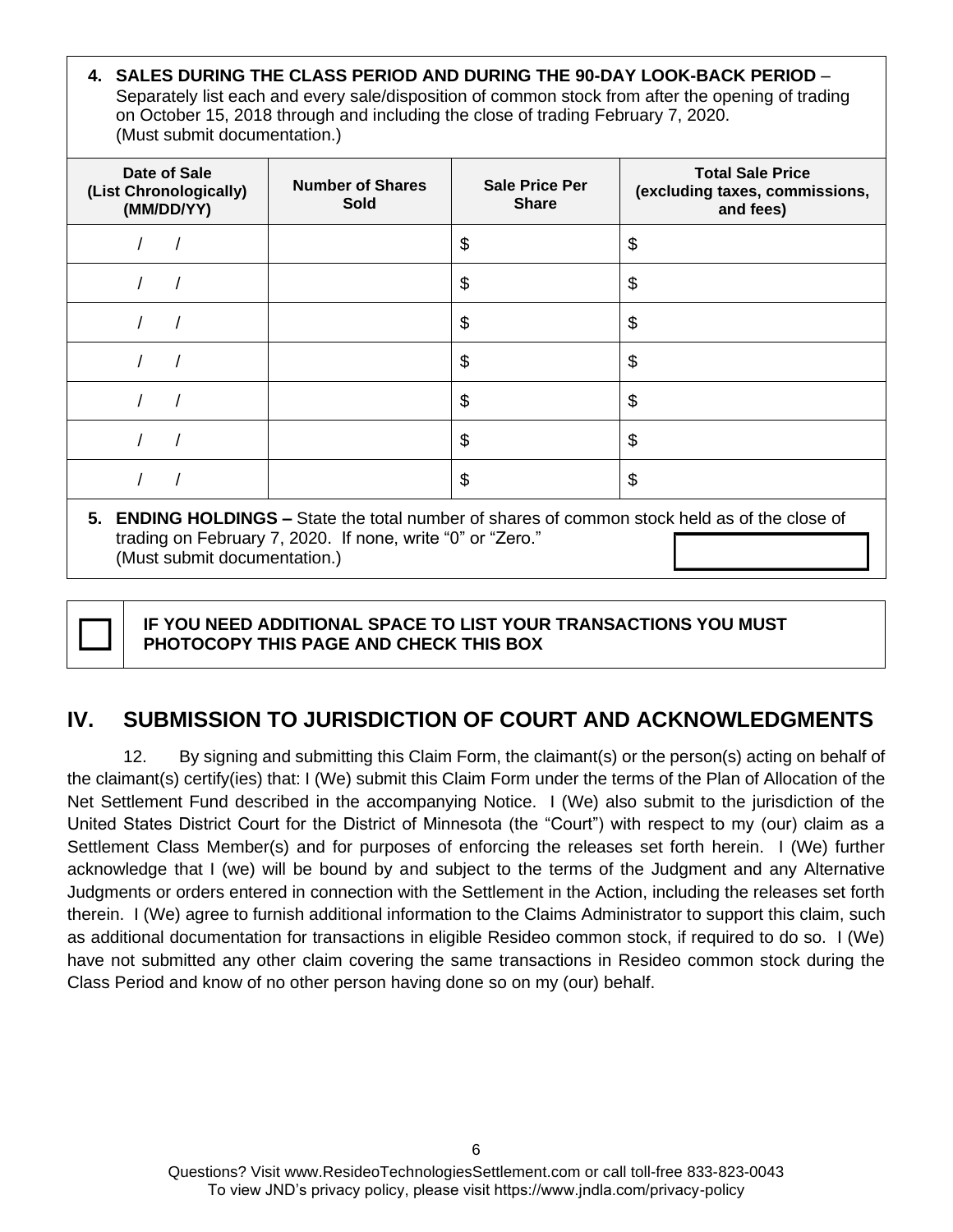**4. SALES DURING THE CLASS PERIOD AND DURING THE 90-DAY LOOK-BACK PERIOD** – Separately list each and every sale/disposition of common stock from after the opening of trading on October 15, 2018 through and including the close of trading February 7, 2020. (Must submit documentation.)

| Date of Sale (List Chronologically) (MM/DD/YY) | Number of Shares Sold | Sale Price Per Share | Total Sale Price (excluding taxes, commissions, and fees) |
|---|---|---|---|
| / / | | $ | $ |
| / / | | $ | $ |
| / / | | $ | $ |
| / / | | $ | $ |
| / / | | $ | $ |
| / / | | $ | $ |
| / / | | $ | $ |

**5. ENDING HOLDINGS –** State the total number of shares of common stock held as of the close of trading on February 7, 2020. If none, write "0" or "Zero." (Must submit documentation.)

☐ **IF YOU NEED ADDITIONAL SPACE TO LIST YOUR TRANSACTIONS YOU MUST PHOTOCOPY THIS PAGE AND CHECK THIS BOX**

## IV. SUBMISSION TO JURISDICTION OF COURT AND ACKNOWLEDGMENTS

12. By signing and submitting this Claim Form, the claimant(s) or the person(s) acting on behalf of the claimant(s) certify(ies) that: I (We) submit this Claim Form under the terms of the Plan of Allocation of the Net Settlement Fund described in the accompanying Notice. I (We) also submit to the jurisdiction of the United States District Court for the District of Minnesota (the "Court") with respect to my (our) claim as a Settlement Class Member(s) and for purposes of enforcing the releases set forth herein. I (We) further acknowledge that I (we) will be bound by and subject to the terms of the Judgment and any Alternative Judgments or orders entered in connection with the Settlement in the Action, including the releases set forth therein. I (We) agree to furnish additional information to the Claims Administrator to support this claim, such as additional documentation for transactions in eligible Resideo common stock, if required to do so. I (We) have not submitted any other claim covering the same transactions in Resideo common stock during the Class Period and know of no other person having done so on my (our) behalf.

Questions? Visit www.ResideoTechnologiesSettlement.com or call toll-free 833-823-0043
To view JND's privacy policy, please visit https://www.jndla.com/privacy-policy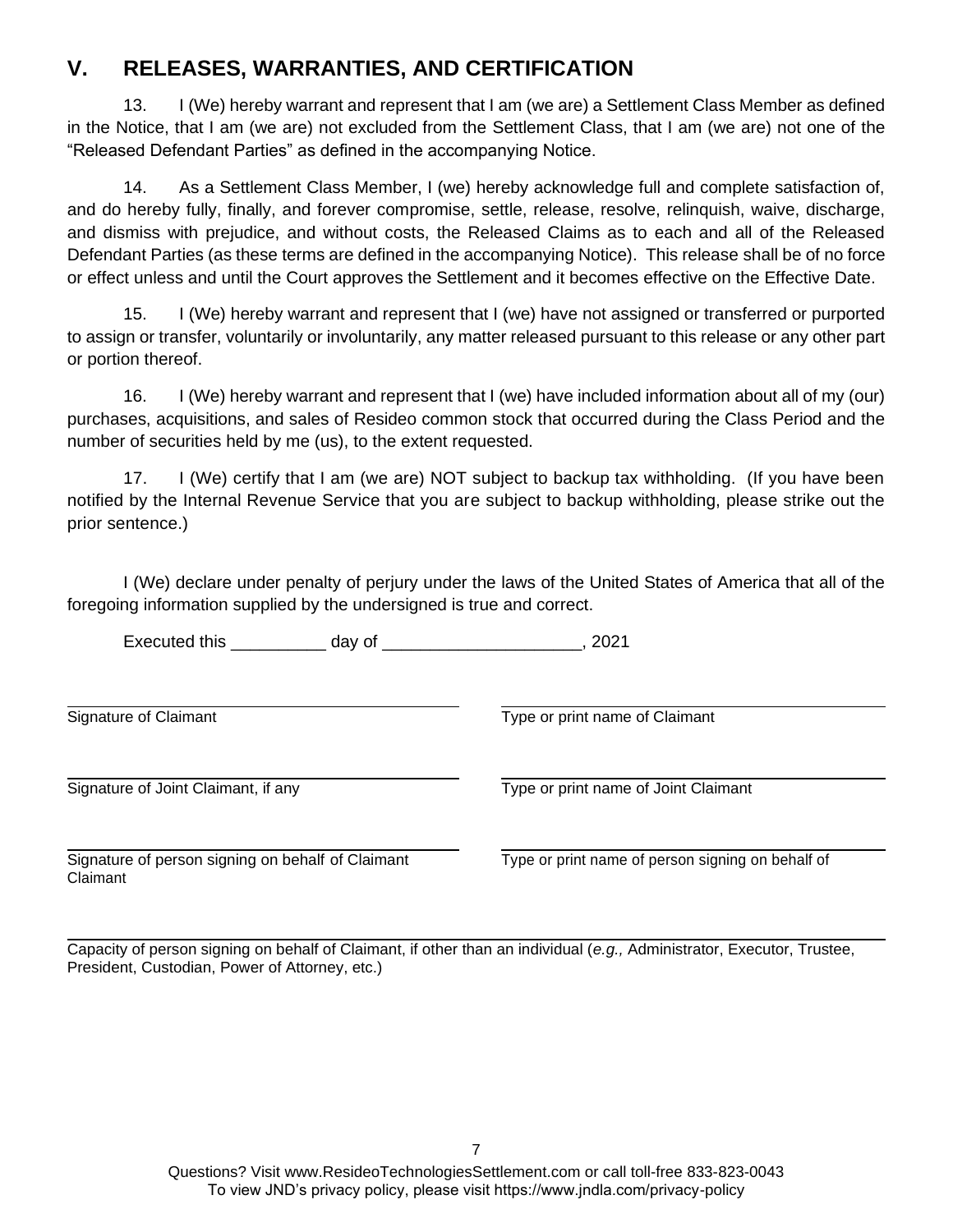## V. RELEASES, WARRANTIES, AND CERTIFICATION

13. I (We) hereby warrant and represent that I am (we are) a Settlement Class Member as defined in the Notice, that I am (we are) not excluded from the Settlement Class, that I am (we are) not one of the "Released Defendant Parties" as defined in the accompanying Notice.

14. As a Settlement Class Member, I (we) hereby acknowledge full and complete satisfaction of, and do hereby fully, finally, and forever compromise, settle, release, resolve, relinquish, waive, discharge, and dismiss with prejudice, and without costs, the Released Claims as to each and all of the Released Defendant Parties (as these terms are defined in the accompanying Notice). This release shall be of no force or effect unless and until the Court approves the Settlement and it becomes effective on the Effective Date.

15. I (We) hereby warrant and represent that I (we) have not assigned or transferred or purported to assign or transfer, voluntarily or involuntarily, any matter released pursuant to this release or any other part or portion thereof.

16. I (We) hereby warrant and represent that I (we) have included information about all of my (our) purchases, acquisitions, and sales of Resideo common stock that occurred during the Class Period and the number of securities held by me (us), to the extent requested.

17. I (We) certify that I am (we are) NOT subject to backup tax withholding. (If you have been notified by the Internal Revenue Service that you are subject to backup withholding, please strike out the prior sentence.)

I (We) declare under penalty of perjury under the laws of the United States of America that all of the foregoing information supplied by the undersigned is true and correct.

Executed this __________ day of ____________________, 2021

| | |
|---|---|
| ______________________________ | ______________________________ |
| Signature of Claimant | Type or print name of Claimant |
| ______________________________ | ______________________________ |
| Signature of Joint Claimant, if any | Type or print name of Joint Claimant |
| ______________________________ | ______________________________ |
| Signature of person signing on behalf of Claimant | Type or print name of person signing on behalf of Claimant |

______________________________

Capacity of person signing on behalf of Claimant, if other than an individual (*e.g.,* Administrator, Executor, Trustee, President, Custodian, Power of Attorney, etc.)

Questions? Visit www.ResideoTechnologiesSettlement.com or call toll-free 833-823-0043
To view JND's privacy policy, please visit https://www.jndla.com/privacy-policy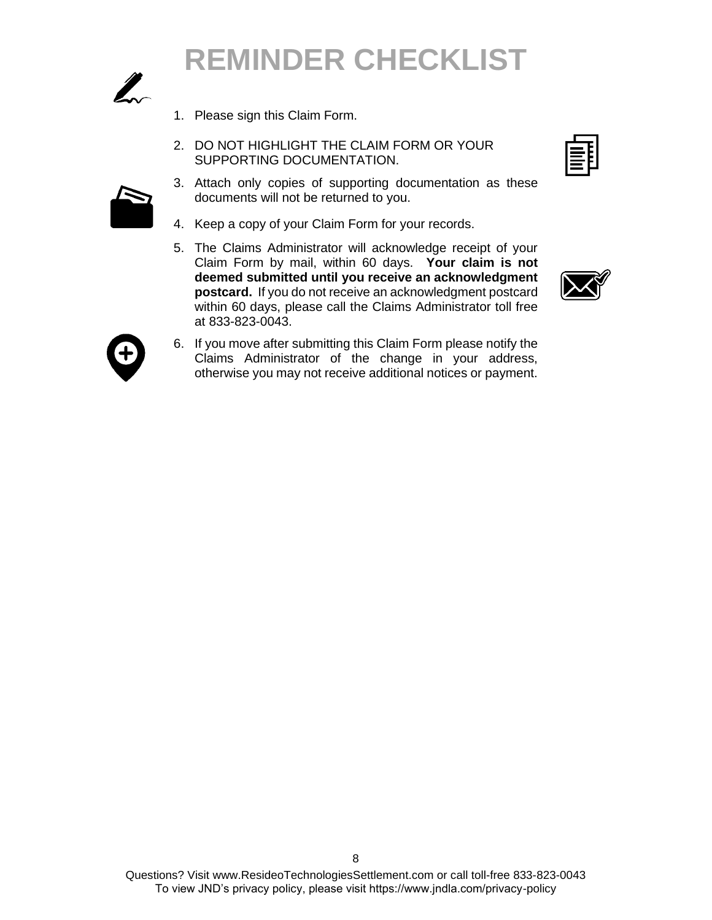# REMINDER CHECKLIST

1. Please sign this Claim Form.
2. DO NOT HIGHLIGHT THE CLAIM FORM OR YOUR SUPPORTING DOCUMENTATION.
3. Attach only copies of supporting documentation as these documents will not be returned to you.
4. Keep a copy of your Claim Form for your records.
5. The Claims Administrator will acknowledge receipt of your Claim Form by mail, within 60 days. **Your claim is not deemed submitted until you receive an acknowledgment postcard.** If you do not receive an acknowledgment postcard within 60 days, please call the Claims Administrator toll free at 833-823-0043.
6. If you move after submitting this Claim Form please notify the Claims Administrator of the change in your address, otherwise you may not receive additional notices or payment.

Questions? Visit www.ResideoTechnologiesSettlement.com or call toll-free 833-823-0043
To view JND's privacy policy, please visit https://www.jndla.com/privacy-policy